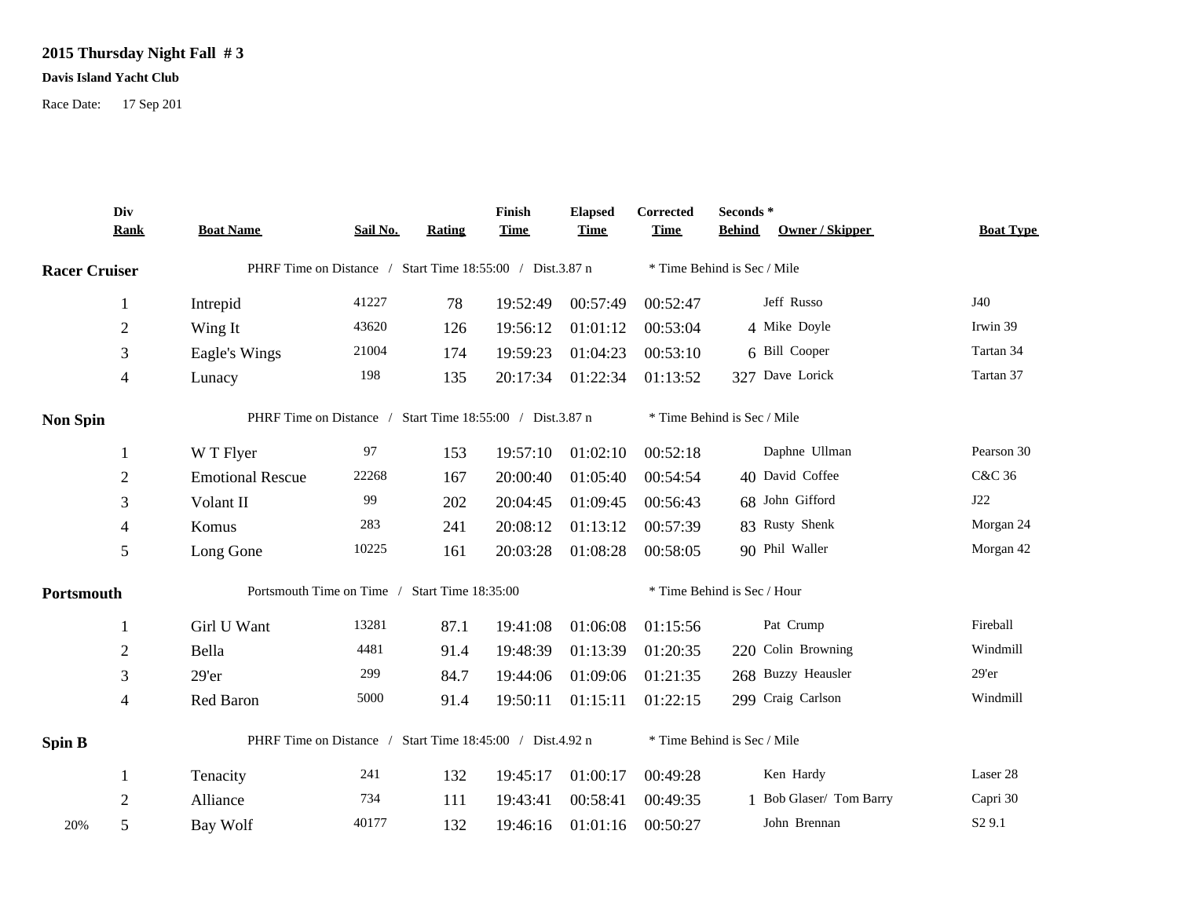# 2015 Thursday Night Fall # 3

**Davis Island Yacht Club**

Race Date: 17 Sep 201

| | Div Rank | Boat Name | Sail No. | Rating | Finish Time | Elapsed Time | Corrected Time | Seconds * Behind | Owner / Skipper | Boat Type |
|---|---|---|---|---|---|---|---|---|---|---|
| **Racer Cruiser** | | PHRF Time on Distance / Start Time 18:55:00 / Dist.3.87 n | | | | | * Time Behind is Sec / Mile | | | |
| | 1 | Intrepid | 41227 | 78 | 19:52:49 | 00:57:49 | 00:52:47 | | Jeff Russo | J40 |
| | 2 | Wing It | 43620 | 126 | 19:56:12 | 01:01:12 | 00:53:04 | 4 | Mike Doyle | Irwin 39 |
| | 3 | Eagle's Wings | 21004 | 174 | 19:59:23 | 01:04:23 | 00:53:10 | 6 | Bill Cooper | Tartan 34 |
| | 4 | Lunacy | 198 | 135 | 20:17:34 | 01:22:34 | 01:13:52 | 327 | Dave Lorick | Tartan 37 |
| **Non Spin** | | PHRF Time on Distance / Start Time 18:55:00 / Dist.3.87 n | | | | | * Time Behind is Sec / Mile | | | |
| | 1 | W T Flyer | 97 | 153 | 19:57:10 | 01:02:10 | 00:52:18 | | Daphne Ullman | Pearson 30 |
| | 2 | Emotional Rescue | 22268 | 167 | 20:00:40 | 01:05:40 | 00:54:54 | 40 | David Coffee | C&C 36 |
| | 3 | Volant II | 99 | 202 | 20:04:45 | 01:09:45 | 00:56:43 | 68 | John Gifford | J22 |
| | 4 | Komus | 283 | 241 | 20:08:12 | 01:13:12 | 00:57:39 | 83 | Rusty Shenk | Morgan 24 |
| | 5 | Long Gone | 10225 | 161 | 20:03:28 | 01:08:28 | 00:58:05 | 90 | Phil Waller | Morgan 42 |
| **Portsmouth** | | Portsmouth Time on Time / Start Time 18:35:00 | | | | | * Time Behind is Sec / Hour | | | |
| | 1 | Girl U Want | 13281 | 87.1 | 19:41:08 | 01:06:08 | 01:15:56 | | Pat Crump | Fireball |
| | 2 | Bella | 4481 | 91.4 | 19:48:39 | 01:13:39 | 01:20:35 | 220 | Colin Browning | Windmill |
| | 3 | 29'er | 299 | 84.7 | 19:44:06 | 01:09:06 | 01:21:35 | 268 | Buzzy Heausler | 29'er |
| | 4 | Red Baron | 5000 | 91.4 | 19:50:11 | 01:15:11 | 01:22:15 | 299 | Craig Carlson | Windmill |
| **Spin B** | | PHRF Time on Distance / Start Time 18:45:00 / Dist.4.92 n | | | | | * Time Behind is Sec / Mile | | | |
| | 1 | Tenacity | 241 | 132 | 19:45:17 | 01:00:17 | 00:49:28 | | Ken Hardy | Laser 28 |
| | 2 | Alliance | 734 | 111 | 19:43:41 | 00:58:41 | 00:49:35 | 1 | Bob Glaser/ Tom Barry | Capri 30 |
| 20% | 5 | Bay Wolf | 40177 | 132 | 19:46:16 | 01:01:16 | 00:50:27 | | John Brennan | S2 9.1 |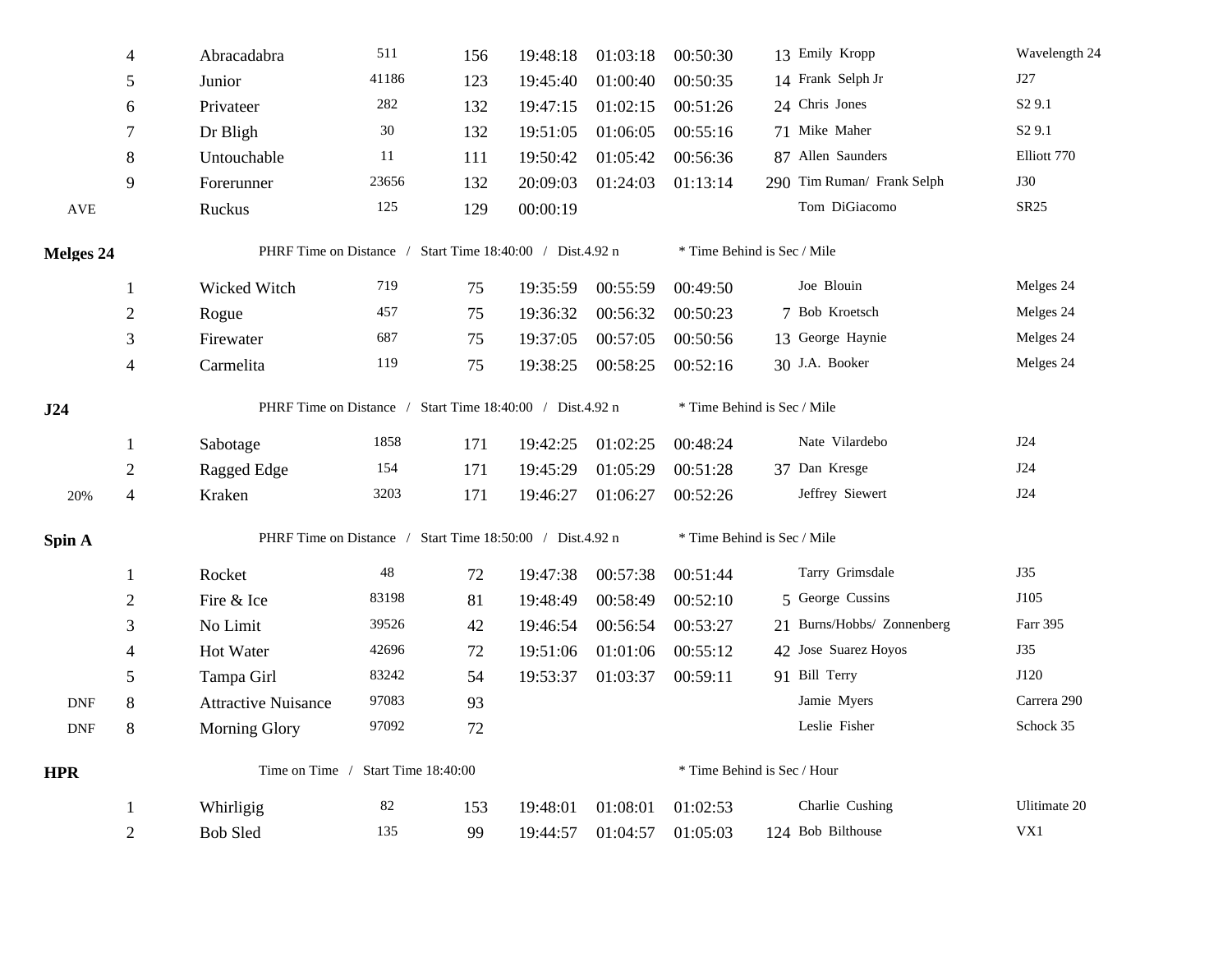| | | | | | | | | | | |
|---|---|---|---|---|---|---|---|---|---|---|
| | 4 | Abracadabra | 511 | 156 | 19:48:18 | 01:03:18 | 00:50:30 | 13 | Emily Kropp | Wavelength 24 |
| | 5 | Junior | 41186 | 123 | 19:45:40 | 01:00:40 | 00:50:35 | 14 | Frank Selph Jr | J27 |
| | 6 | Privateer | 282 | 132 | 19:47:15 | 01:02:15 | 00:51:26 | 24 | Chris Jones | S2 9.1 |
| | 7 | Dr Bligh | 30 | 132 | 19:51:05 | 01:06:05 | 00:55:16 | 71 | Mike Maher | S2 9.1 |
| | 8 | Untouchable | 11 | 111 | 19:50:42 | 01:05:42 | 00:56:36 | 87 | Allen Saunders | Elliott 770 |
| | 9 | Forerunner | 23656 | 132 | 20:09:03 | 01:24:03 | 01:13:14 | 290 | Tim Ruman/ Frank Selph | J30 |
| AVE | | Ruckus | 125 | 129 | 00:00:19 | | | | Tom DiGiacomo | SR25 |

**Melges 24** PHRF Time on Distance / Start Time 18:40:00 / Dist.4.92 n * Time Behind is Sec / Mile

| | | | | | | | | | | |
|---|---|---|---|---|---|---|---|---|---|---|
| | 1 | Wicked Witch | 719 | 75 | 19:35:59 | 00:55:59 | 00:49:50 | | Joe Blouin | Melges 24 |
| | 2 | Rogue | 457 | 75 | 19:36:32 | 00:56:32 | 00:50:23 | 7 | Bob Kroetsch | Melges 24 |
| | 3 | Firewater | 687 | 75 | 19:37:05 | 00:57:05 | 00:50:56 | 13 | George Haynie | Melges 24 |
| | 4 | Carmelita | 119 | 75 | 19:38:25 | 00:58:25 | 00:52:16 | 30 | J.A. Booker | Melges 24 |

**J24** PHRF Time on Distance / Start Time 18:40:00 / Dist.4.92 n * Time Behind is Sec / Mile

| | | | | | | | | | | |
|---|---|---|---|---|---|---|---|---|---|---|
| | 1 | Sabotage | 1858 | 171 | 19:42:25 | 01:02:25 | 00:48:24 | | Nate Vilardebo | J24 |
| | 2 | Ragged Edge | 154 | 171 | 19:45:29 | 01:05:29 | 00:51:28 | 37 | Dan Kresge | J24 |
| 20% | 4 | Kraken | 3203 | 171 | 19:46:27 | 01:06:27 | 00:52:26 | | Jeffrey Siewert | J24 |

**Spin A** PHRF Time on Distance / Start Time 18:50:00 / Dist.4.92 n * Time Behind is Sec / Mile

| | | | | | | | | | | |
|---|---|---|---|---|---|---|---|---|---|---|
| | 1 | Rocket | 48 | 72 | 19:47:38 | 00:57:38 | 00:51:44 | | Tarry Grimsdale | J35 |
| | 2 | Fire & Ice | 83198 | 81 | 19:48:49 | 00:58:49 | 00:52:10 | 5 | George Cussins | J105 |
| | 3 | No Limit | 39526 | 42 | 19:46:54 | 00:56:54 | 00:53:27 | 21 | Burns/Hobbs/ Zonnenberg | Farr 395 |
| | 4 | Hot Water | 42696 | 72 | 19:51:06 | 01:01:06 | 00:55:12 | 42 | Jose Suarez Hoyos | J35 |
| | 5 | Tampa Girl | 83242 | 54 | 19:53:37 | 01:03:37 | 00:59:11 | 91 | Bill Terry | J120 |
| DNF | 8 | Attractive Nuisance | 97083 | 93 | | | | | Jamie Myers | Carrera 290 |
| DNF | 8 | Morning Glory | 97092 | 72 | | | | | Leslie Fisher | Schock 35 |

**HPR** Time on Time / Start Time 18:40:00 * Time Behind is Sec / Hour

| | | | | | | | | | | |
|---|---|---|---|---|---|---|---|---|---|---|
| | 1 | Whirligig | 82 | 153 | 19:48:01 | 01:08:01 | 01:02:53 | | Charlie Cushing | Ultimate 20 |
| | 2 | Bob Sled | 135 | 99 | 19:44:57 | 01:04:57 | 01:05:03 | 124 | Bob Bilthouse | VX1 |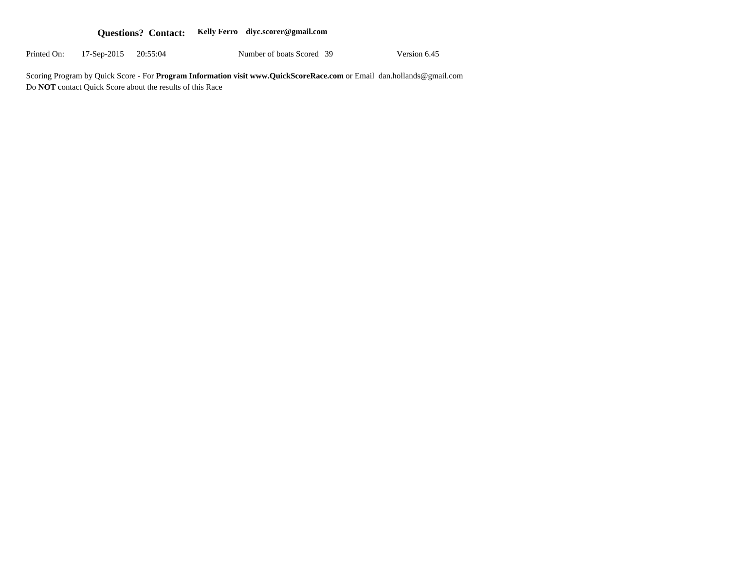**Questions? Contact:** **Kelly Ferro diyc.scorer@gmail.com**

Printed On: 17-Sep-2015 20:55:04 Number of boats Scored 39 Version 6.45

Scoring Program by Quick Score - For **Program Information visit www.QuickScoreRace.com** or Email dan.hollands@gmail.com
Do **NOT** contact Quick Score about the results of this Race